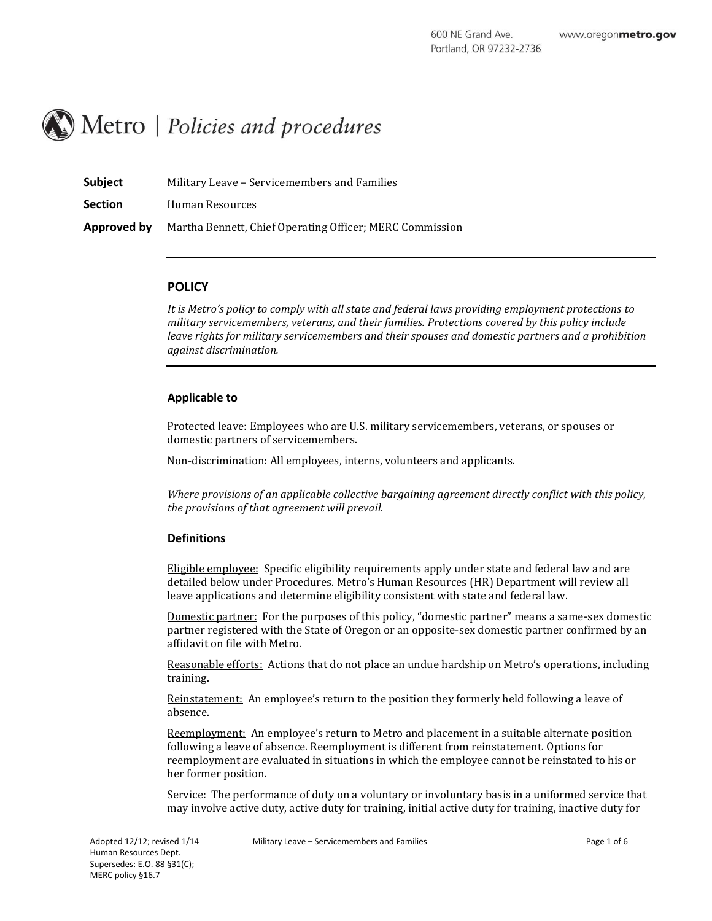# Metro | *Policies and procedures*

**Subject** Military Leave – Servicemembers and Families

**Section** Human Resources

**Approved by** Martha Bennett, Chief Operating Officer; MERC Commission

---

## POLICY

*It is Metro's policy to comply with all state and federal laws providing employment protections to military servicemembers, veterans, and their families. Protections covered by this policy include leave rights for military servicemembers and their spouses and domestic partners and a prohibition against discrimination.*

---

### Applicable to

Protected leave: Employees who are U.S. military servicemembers, veterans, or spouses or domestic partners of servicemembers.

Non-discrimination: All employees, interns, volunteers and applicants.

*Where provisions of an applicable collective bargaining agreement directly conflict with this policy, the provisions of that agreement will prevail.*

### Definitions

Eligible employee: Specific eligibility requirements apply under state and federal law and are detailed below under Procedures. Metro's Human Resources (HR) Department will review all leave applications and determine eligibility consistent with state and federal law.

Domestic partner: For the purposes of this policy, "domestic partner" means a same-sex domestic partner registered with the State of Oregon or an opposite-sex domestic partner confirmed by an affidavit on file with Metro.

Reasonable efforts: Actions that do not place an undue hardship on Metro's operations, including training.

Reinstatement: An employee's return to the position they formerly held following a leave of absence.

Reemployment: An employee's return to Metro and placement in a suitable alternate position following a leave of absence. Reemployment is different from reinstatement. Options for reemployment are evaluated in situations in which the employee cannot be reinstated to his or her former position.

Service: The performance of duty on a voluntary or involuntary basis in a uniformed service that may involve active duty, active duty for training, initial active duty for training, inactive duty for

Adopted 12/12; revised 1/14
Human Resources Dept.
Supersedes: E.O. 88 §31(C); MERC policy §16.7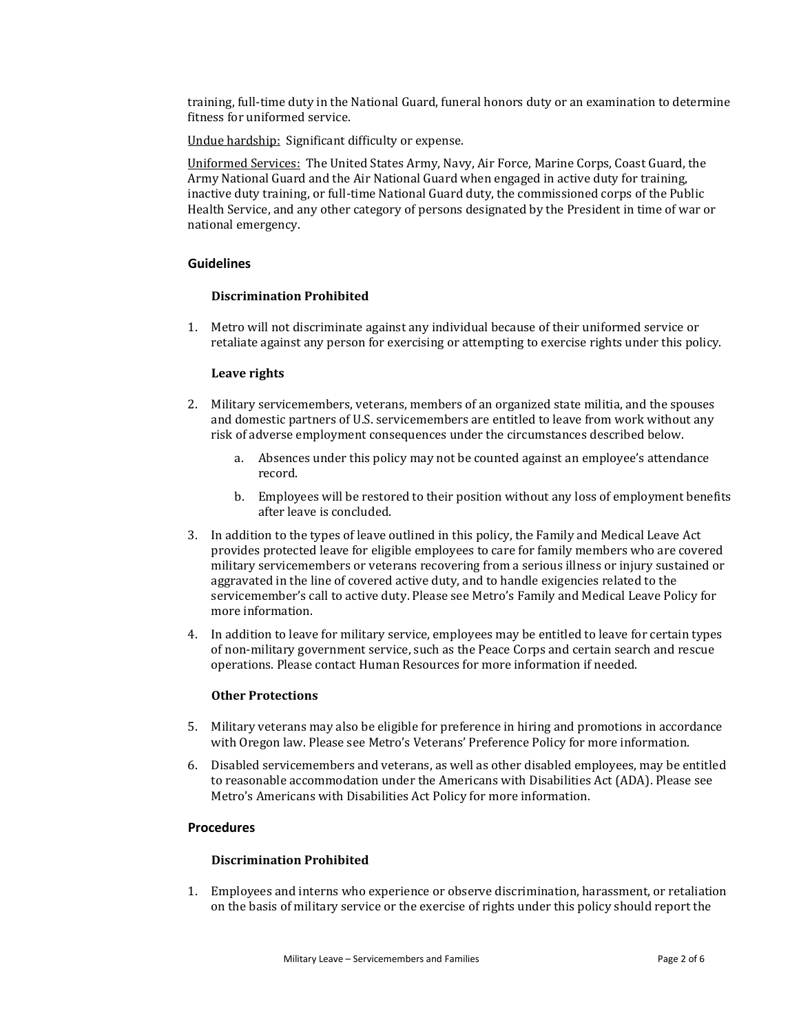training, full-time duty in the National Guard, funeral honors duty or an examination to determine fitness for uniformed service.

Undue hardship: Significant difficulty or expense.

Uniformed Services: The United States Army, Navy, Air Force, Marine Corps, Coast Guard, the Army National Guard and the Air National Guard when engaged in active duty for training, inactive duty training, or full-time National Guard duty, the commissioned corps of the Public Health Service, and any other category of persons designated by the President in time of war or national emergency.

## Guidelines

### Discrimination Prohibited

1. Metro will not discriminate against any individual because of their uniformed service or retaliate against any person for exercising or attempting to exercise rights under this policy.

### Leave rights

2. Military servicemembers, veterans, members of an organized state militia, and the spouses and domestic partners of U.S. servicemembers are entitled to leave from work without any risk of adverse employment consequences under the circumstances described below.
    a. Absences under this policy may not be counted against an employee's attendance record.
    b. Employees will be restored to their position without any loss of employment benefits after leave is concluded.
3. In addition to the types of leave outlined in this policy, the Family and Medical Leave Act provides protected leave for eligible employees to care for family members who are covered military servicemembers or veterans recovering from a serious illness or injury sustained or aggravated in the line of covered active duty, and to handle exigencies related to the servicemember's call to active duty. Please see Metro's Family and Medical Leave Policy for more information.
4. In addition to leave for military service, employees may be entitled to leave for certain types of non-military government service, such as the Peace Corps and certain search and rescue operations. Please contact Human Resources for more information if needed.

### Other Protections

5. Military veterans may also be eligible for preference in hiring and promotions in accordance with Oregon law. Please see Metro's Veterans' Preference Policy for more information.
6. Disabled servicemembers and veterans, as well as other disabled employees, may be entitled to reasonable accommodation under the Americans with Disabilities Act (ADA). Please see Metro's Americans with Disabilities Act Policy for more information.

## Procedures

### Discrimination Prohibited

1. Employees and interns who experience or observe discrimination, harassment, or retaliation on the basis of military service or the exercise of rights under this policy should report the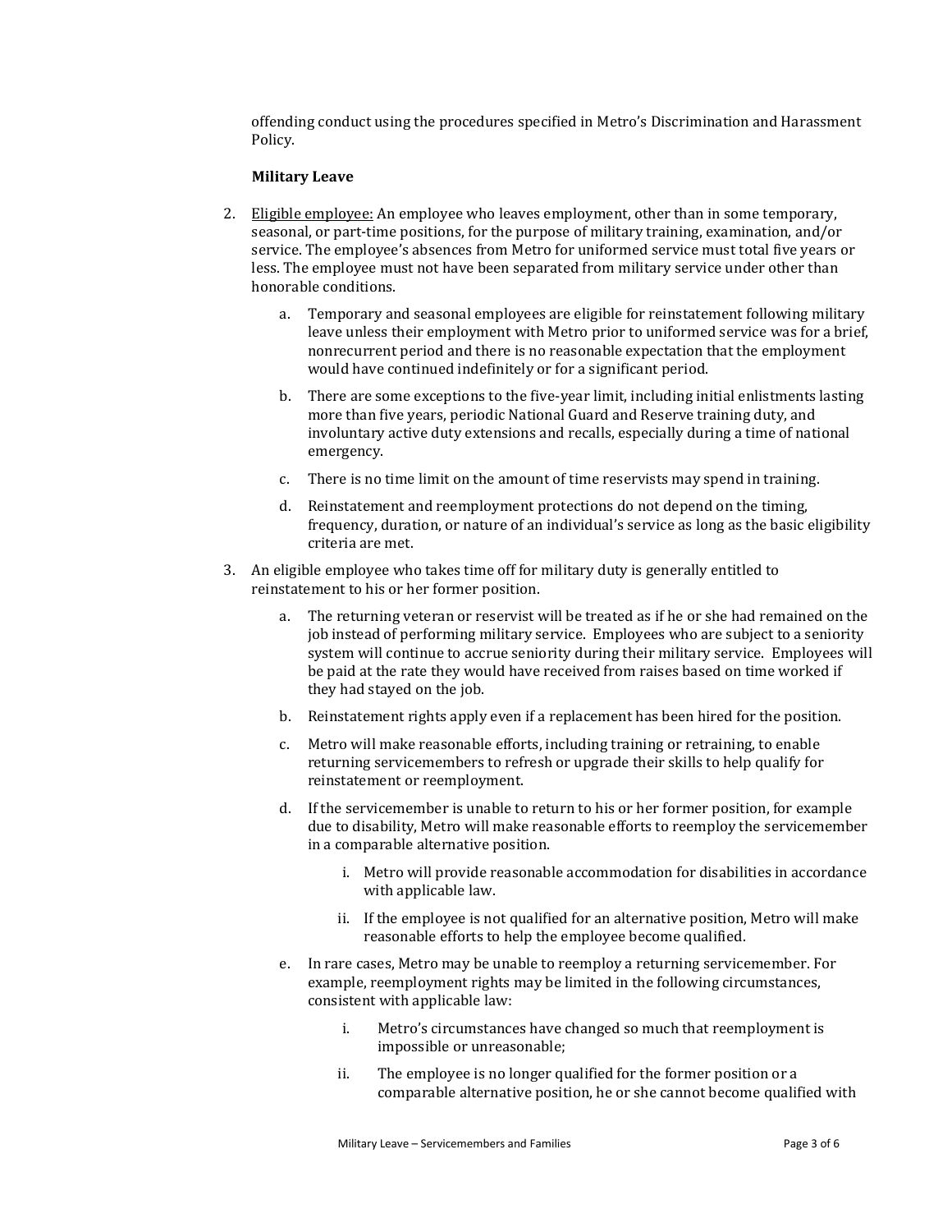offending conduct using the procedures specified in Metro's Discrimination and Harassment Policy.

**Military Leave**

2. Eligible employee: An employee who leaves employment, other than in some temporary, seasonal, or part-time positions, for the purpose of military training, examination, and/or service. The employee's absences from Metro for uniformed service must total five years or less. The employee must not have been separated from military service under other than honorable conditions.

    a. Temporary and seasonal employees are eligible for reinstatement following military leave unless their employment with Metro prior to uniformed service was for a brief, nonrecurrent period and there is no reasonable expectation that the employment would have continued indefinitely or for a significant period.

    b. There are some exceptions to the five-year limit, including initial enlistments lasting more than five years, periodic National Guard and Reserve training duty, and involuntary active duty extensions and recalls, especially during a time of national emergency.

    c. There is no time limit on the amount of time reservists may spend in training.

    d. Reinstatement and reemployment protections do not depend on the timing, frequency, duration, or nature of an individual's service as long as the basic eligibility criteria are met.

3. An eligible employee who takes time off for military duty is generally entitled to reinstatement to his or her former position.

    a. The returning veteran or reservist will be treated as if he or she had remained on the job instead of performing military service. Employees who are subject to a seniority system will continue to accrue seniority during their military service. Employees will be paid at the rate they would have received from raises based on time worked if they had stayed on the job.

    b. Reinstatement rights apply even if a replacement has been hired for the position.

    c. Metro will make reasonable efforts, including training or retraining, to enable returning servicemembers to refresh or upgrade their skills to help qualify for reinstatement or reemployment.

    d. If the servicemember is unable to return to his or her former position, for example due to disability, Metro will make reasonable efforts to reemploy the servicemember in a comparable alternative position.

        i. Metro will provide reasonable accommodation for disabilities in accordance with applicable law.

        ii. If the employee is not qualified for an alternative position, Metro will make reasonable efforts to help the employee become qualified.

    e. In rare cases, Metro may be unable to reemploy a returning servicemember. For example, reemployment rights may be limited in the following circumstances, consistent with applicable law:

        i. Metro's circumstances have changed so much that reemployment is impossible or unreasonable;

        ii. The employee is no longer qualified for the former position or a comparable alternative position, he or she cannot become qualified with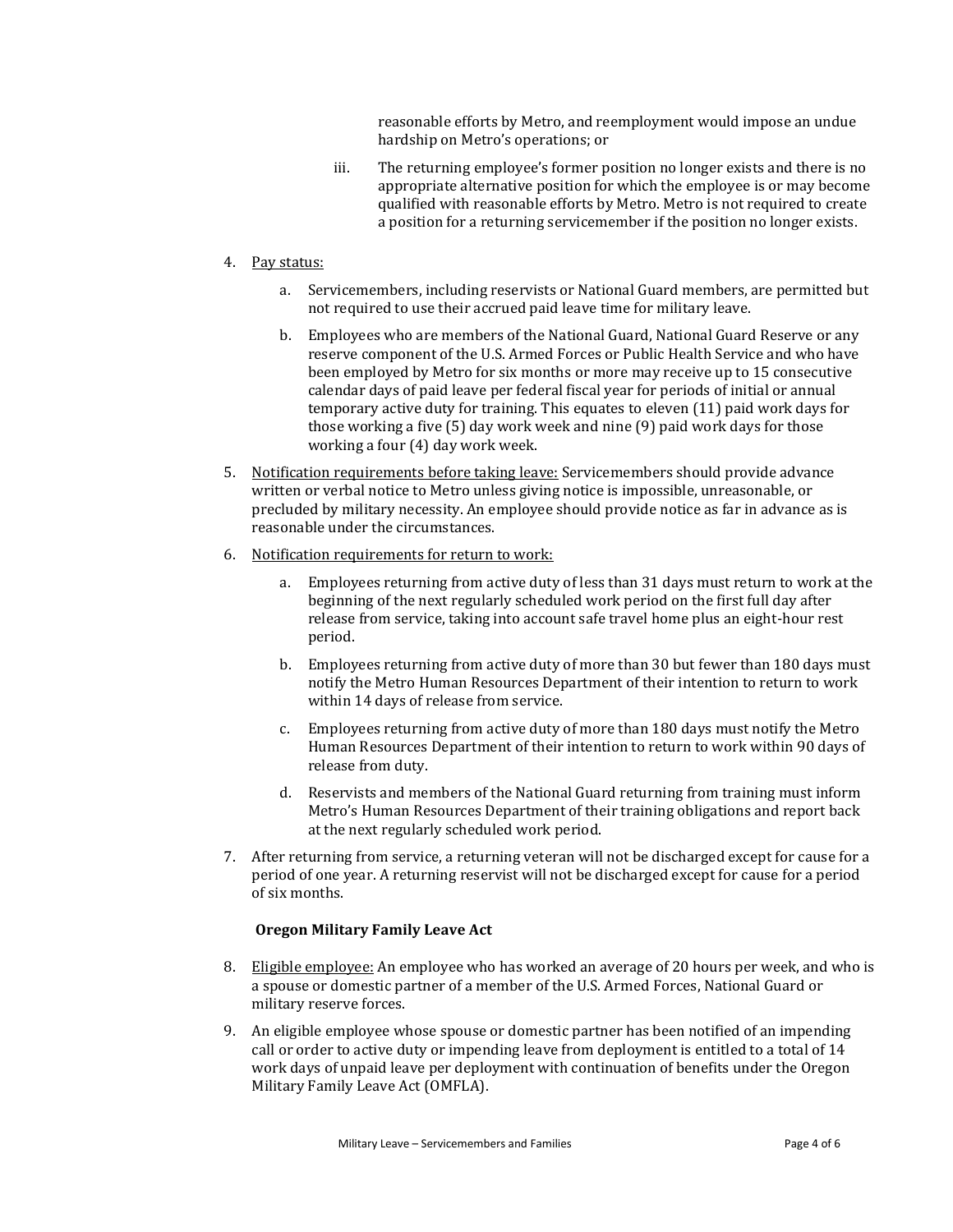reasonable efforts by Metro, and reemployment would impose an undue hardship on Metro's operations; or

iii. The returning employee's former position no longer exists and there is no appropriate alternative position for which the employee is or may become qualified with reasonable efforts by Metro. Metro is not required to create a position for a returning servicemember if the position no longer exists.

4. Pay status:

   a. Servicemembers, including reservists or National Guard members, are permitted but not required to use their accrued paid leave time for military leave.

   b. Employees who are members of the National Guard, National Guard Reserve or any reserve component of the U.S. Armed Forces or Public Health Service and who have been employed by Metro for six months or more may receive up to 15 consecutive calendar days of paid leave per federal fiscal year for periods of initial or annual temporary active duty for training. This equates to eleven (11) paid work days for those working a five (5) day work week and nine (9) paid work days for those working a four (4) day work week.

5. Notification requirements before taking leave: Servicemembers should provide advance written or verbal notice to Metro unless giving notice is impossible, unreasonable, or precluded by military necessity. An employee should provide notice as far in advance as is reasonable under the circumstances.

6. Notification requirements for return to work:

   a. Employees returning from active duty of less than 31 days must return to work at the beginning of the next regularly scheduled work period on the first full day after release from service, taking into account safe travel home plus an eight-hour rest period.

   b. Employees returning from active duty of more than 30 but fewer than 180 days must notify the Metro Human Resources Department of their intention to return to work within 14 days of release from service.

   c. Employees returning from active duty of more than 180 days must notify the Metro Human Resources Department of their intention to return to work within 90 days of release from duty.

   d. Reservists and members of the National Guard returning from training must inform Metro's Human Resources Department of their training obligations and report back at the next regularly scheduled work period.

7. After returning from service, a returning veteran will not be discharged except for cause for a period of one year. A returning reservist will not be discharged except for cause for a period of six months.

**Oregon Military Family Leave Act**

8. Eligible employee: An employee who has worked an average of 20 hours per week, and who is a spouse or domestic partner of a member of the U.S. Armed Forces, National Guard or military reserve forces.

9. An eligible employee whose spouse or domestic partner has been notified of an impending call or order to active duty or impending leave from deployment is entitled to a total of 14 work days of unpaid leave per deployment with continuation of benefits under the Oregon Military Family Leave Act (OMFLA).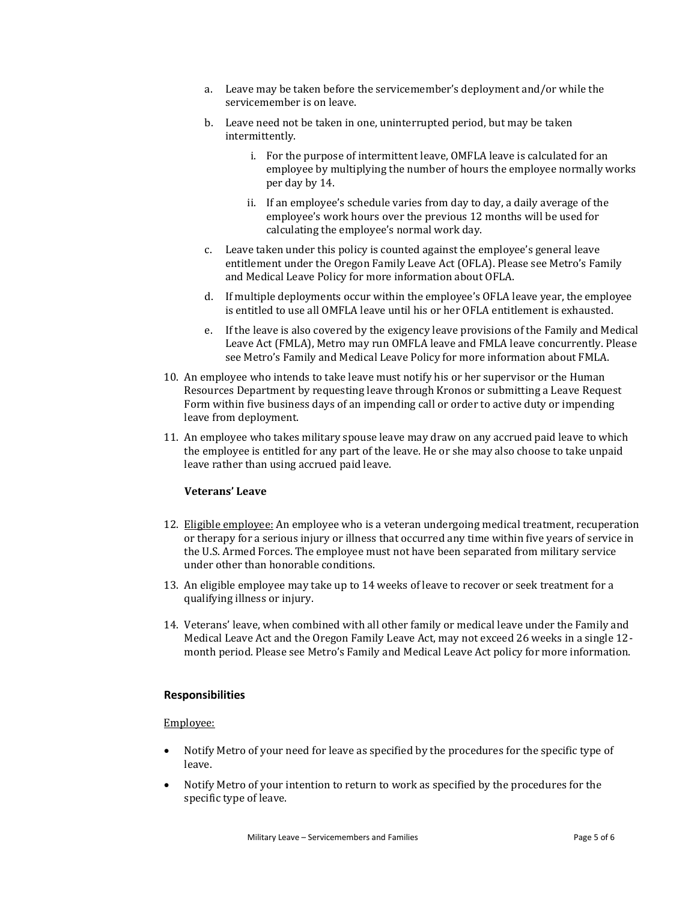a. Leave may be taken before the servicemember's deployment and/or while the servicemember is on leave.

   b. Leave need not be taken in one, uninterrupted period, but may be taken intermittently.

      i. For the purpose of intermittent leave, OMFLA leave is calculated for an employee by multiplying the number of hours the employee normally works per day by 14.

      ii. If an employee's schedule varies from day to day, a daily average of the employee's work hours over the previous 12 months will be used for calculating the employee's normal work day.

   c. Leave taken under this policy is counted against the employee's general leave entitlement under the Oregon Family Leave Act (OFLA). Please see Metro's Family and Medical Leave Policy for more information about OFLA.

   d. If multiple deployments occur within the employee's OFLA leave year, the employee is entitled to use all OMFLA leave until his or her OFLA entitlement is exhausted.

   e. If the leave is also covered by the exigency leave provisions of the Family and Medical Leave Act (FMLA), Metro may run OMFLA leave and FMLA leave concurrently. Please see Metro's Family and Medical Leave Policy for more information about FMLA.

10. An employee who intends to take leave must notify his or her supervisor or the Human Resources Department by requesting leave through Kronos or submitting a Leave Request Form within five business days of an impending call or order to active duty or impending leave from deployment.

11. An employee who takes military spouse leave may draw on any accrued paid leave to which the employee is entitled for any part of the leave. He or she may also choose to take unpaid leave rather than using accrued paid leave.

**Veterans' Leave**

12. <u>Eligible employee:</u> An employee who is a veteran undergoing medical treatment, recuperation or therapy for a serious injury or illness that occurred any time within five years of service in the U.S. Armed Forces. The employee must not have been separated from military service under other than honorable conditions.

13. An eligible employee may take up to 14 weeks of leave to recover or seek treatment for a qualifying illness or injury.

14. Veterans' leave, when combined with all other family or medical leave under the Family and Medical Leave Act and the Oregon Family Leave Act, may not exceed 26 weeks in a single 12-month period. Please see Metro's Family and Medical Leave Act policy for more information.

## Responsibilities

<u>Employee:</u>

- Notify Metro of your need for leave as specified by the procedures for the specific type of leave.
- Notify Metro of your intention to return to work as specified by the procedures for the specific type of leave.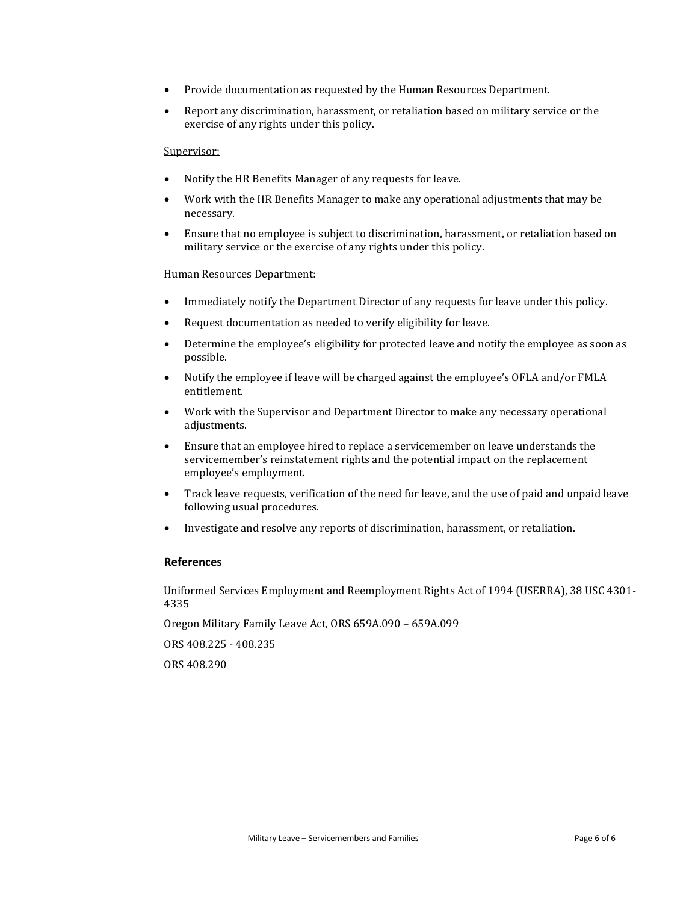- Provide documentation as requested by the Human Resources Department.
- Report any discrimination, harassment, or retaliation based on military service or the exercise of any rights under this policy.

Supervisor:

- Notify the HR Benefits Manager of any requests for leave.
- Work with the HR Benefits Manager to make any operational adjustments that may be necessary.
- Ensure that no employee is subject to discrimination, harassment, or retaliation based on military service or the exercise of any rights under this policy.

Human Resources Department:

- Immediately notify the Department Director of any requests for leave under this policy.
- Request documentation as needed to verify eligibility for leave.
- Determine the employee's eligibility for protected leave and notify the employee as soon as possible.
- Notify the employee if leave will be charged against the employee's OFLA and/or FMLA entitlement.
- Work with the Supervisor and Department Director to make any necessary operational adjustments.
- Ensure that an employee hired to replace a servicemember on leave understands the servicemember's reinstatement rights and the potential impact on the replacement employee's employment.
- Track leave requests, verification of the need for leave, and the use of paid and unpaid leave following usual procedures.
- Investigate and resolve any reports of discrimination, harassment, or retaliation.

## References

Uniformed Services Employment and Reemployment Rights Act of 1994 (USERRA), 38 USC 4301-4335

Oregon Military Family Leave Act, ORS 659A.090 – 659A.099

ORS 408.225 - 408.235

ORS 408.290